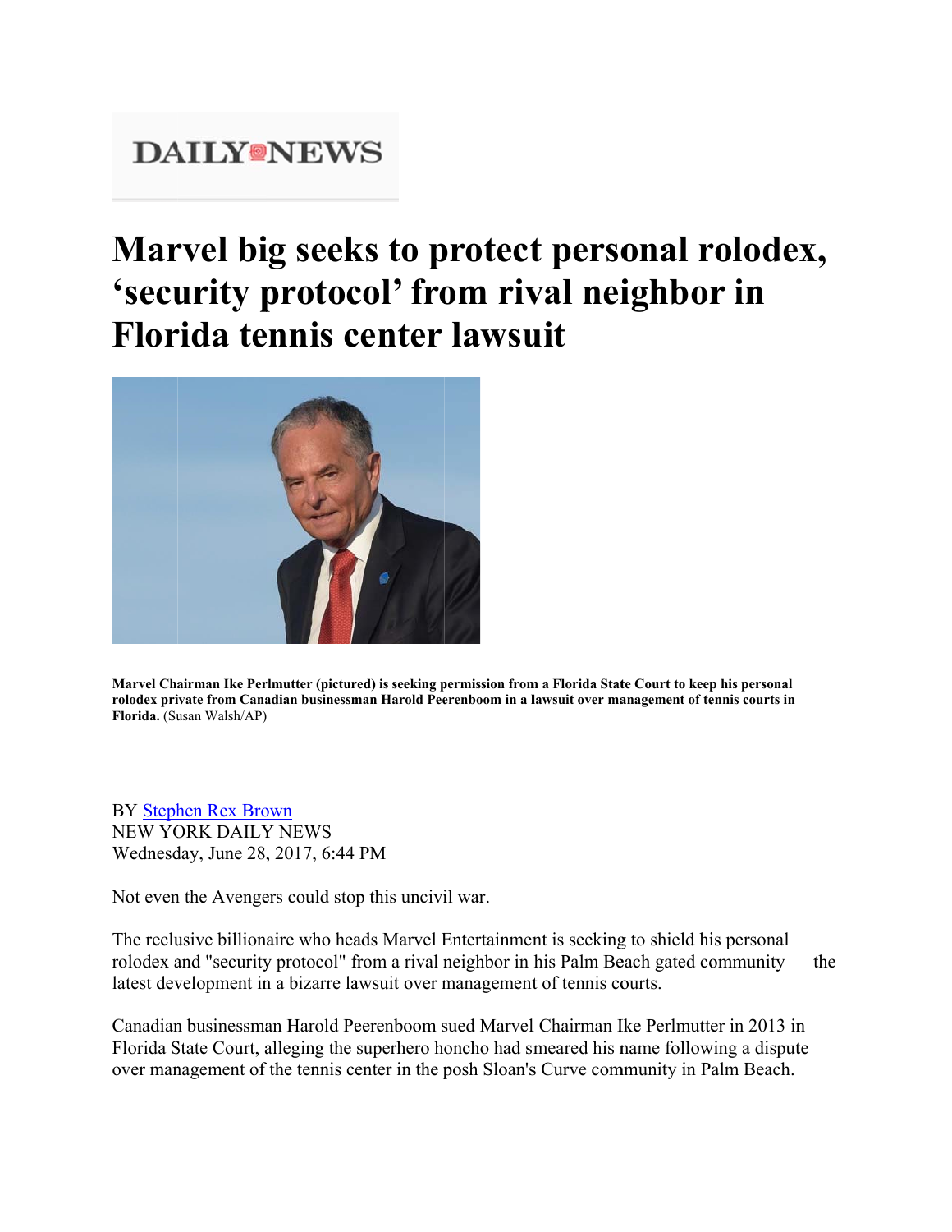DAILY NEWS

# Marvel big seeks to protect personal rolodex, 'security protocol' from rival neighbor in Florida tennis center lawsuit

**Marvel Chairman Ike Perlmutter (pictured) is seeking permission from a Florida State Court to keep his personal rolodex private from Canadian businessman Harold Peerenboom in a lawsuit over management of tennis courts in Florida.** (Susan Walsh/AP)

BY Stephen Rex Brown
NEW YORK DAILY NEWS
Wednesday, June 28, 2017, 6:44 PM

Not even the Avengers could stop this uncivil war.

The reclusive billionaire who heads Marvel Entertainment is seeking to shield his personal rolodex and "security protocol" from a rival neighbor in his Palm Beach gated community — the latest development in a bizarre lawsuit over management of tennis courts.

Canadian businessman Harold Peerenboom sued Marvel Chairman Ike Perlmutter in 2013 in Florida State Court, alleging the superhero honcho had smeared his name following a dispute over management of the tennis center in the posh Sloan's Curve community in Palm Beach.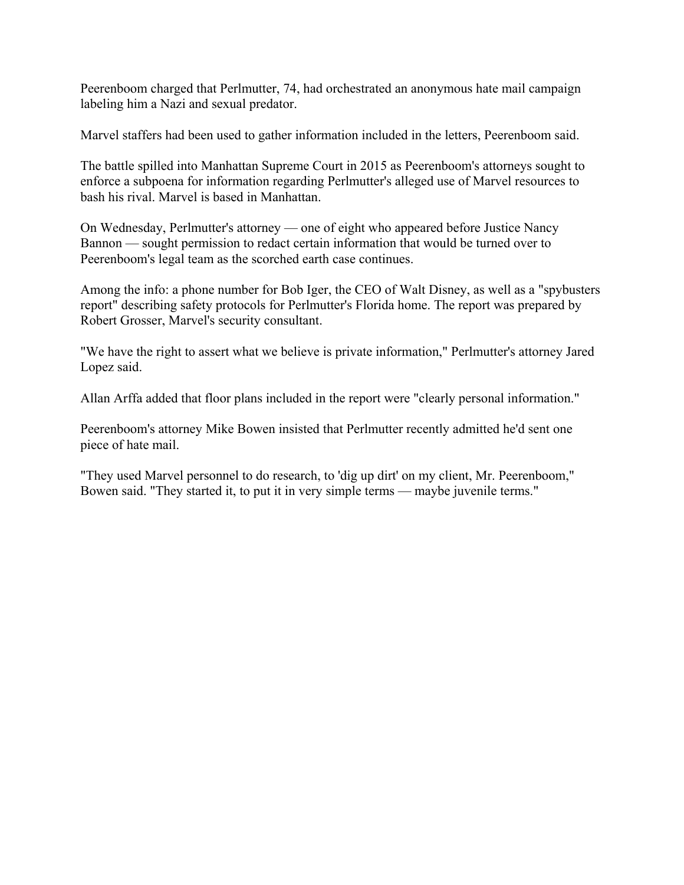Peerenboom charged that Perlmutter, 74, had orchestrated an anonymous hate mail campaign labeling him a Nazi and sexual predator.

Marvel staffers had been used to gather information included in the letters, Peerenboom said.

The battle spilled into Manhattan Supreme Court in 2015 as Peerenboom's attorneys sought to enforce a subpoena for information regarding Perlmutter's alleged use of Marvel resources to bash his rival. Marvel is based in Manhattan.

On Wednesday, Perlmutter's attorney — one of eight who appeared before Justice Nancy Bannon — sought permission to redact certain information that would be turned over to Peerenboom's legal team as the scorched earth case continues.

Among the info: a phone number for Bob Iger, the CEO of Walt Disney, as well as a "spybusters report" describing safety protocols for Perlmutter's Florida home. The report was prepared by Robert Grosser, Marvel's security consultant.

"We have the right to assert what we believe is private information," Perlmutter's attorney Jared Lopez said.

Allan Arffa added that floor plans included in the report were "clearly personal information."

Peerenboom's attorney Mike Bowen insisted that Perlmutter recently admitted he'd sent one piece of hate mail.

"They used Marvel personnel to do research, to 'dig up dirt' on my client, Mr. Peerenboom," Bowen said. "They started it, to put it in very simple terms — maybe juvenile terms."